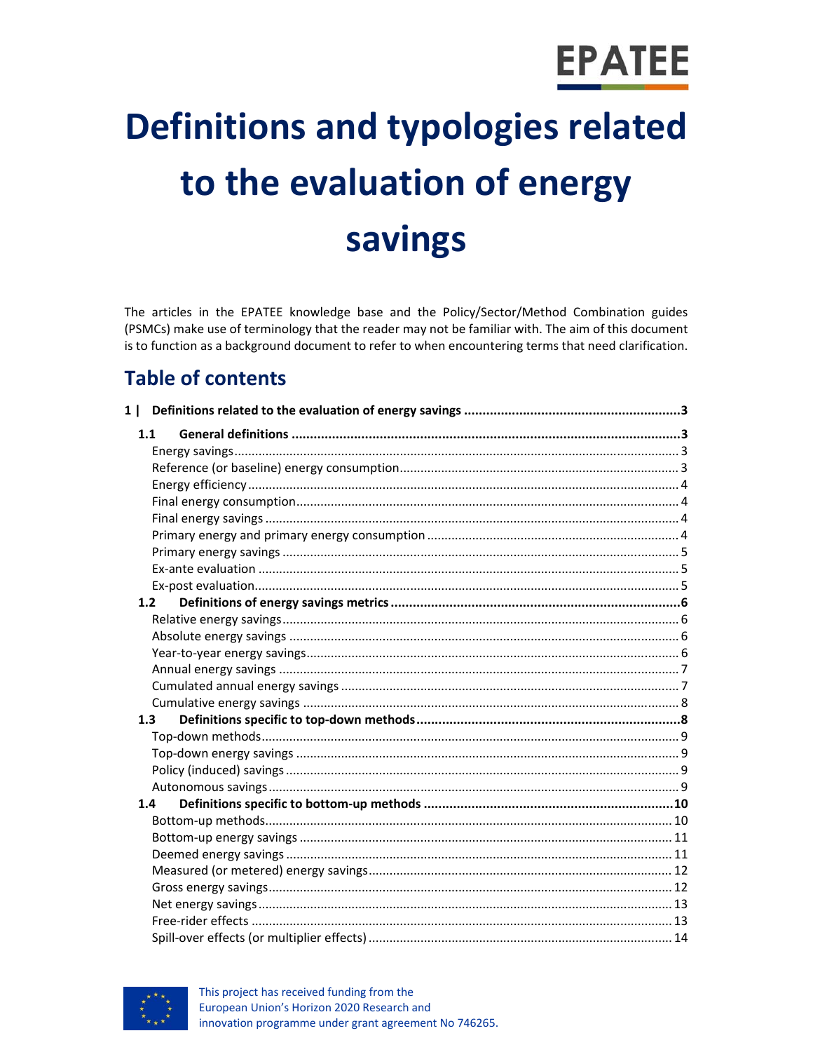EPATEE

# Definitions and typologies related to the evaluation of energy savings

The articles in the EPATEE knowledge base and the Policy/Sector/Method Combination guides (PSMCs) make use of terminology that the reader may not be familiar with. The aim of this document is to function as a background document to refer to when encountering terms that need clarification.

## Table of contents

**1 | Definitions related to the evaluation of energy savings ........................................................ 3**

**1.1 General definitions ........................................................................................................ 3**

- Energy savings ............................................................................................................. 3
- Reference (or baseline) energy consumption .............................................................. 3
- Energy efficiency ........................................................................................................ 4
- Final energy consumption ........................................................................................... 4
- Final energy savings .................................................................................................... 4
- Primary energy and primary energy consumption ....................................................... 4
- Primary energy savings ............................................................................................... 5
- Ex-ante evaluation ...................................................................................................... 5
- Ex-post evaluation ....................................................................................................... 5

**1.2 Definitions of energy savings metrics .......................................................................... 6**

- Relative energy savings .............................................................................................. 6
- Absolute energy savings ............................................................................................. 6
- Year-to-year energy savings ........................................................................................ 6
- Annual energy savings ................................................................................................ 7
- Cumulated annual energy savings .............................................................................. 7
- Cumulative energy savings ......................................................................................... 8

**1.3 Definitions specific to top-down methods ................................................................... 8**

- Top-down methods ..................................................................................................... 9
- Top-down energy savings ............................................................................................ 9
- Policy (induced) savings ............................................................................................. 9
- Autonomous savings ................................................................................................... 9

**1.4 Definitions specific to bottom-up methods ................................................................. 10**

- Bottom-up methods ................................................................................................... 10
- Bottom-up energy savings ......................................................................................... 11
- Deemed energy savings ............................................................................................. 11
- Measured (or metered) energy savings ..................................................................... 12
- Gross energy savings ................................................................................................. 12
- Net energy savings .................................................................................................... 13
- Free-rider effects ....................................................................................................... 13
- Spill-over effects (or multiplier effects) ..................................................................... 14

This project has received funding from the European Union's Horizon 2020 Research and innovation programme under grant agreement No 746265.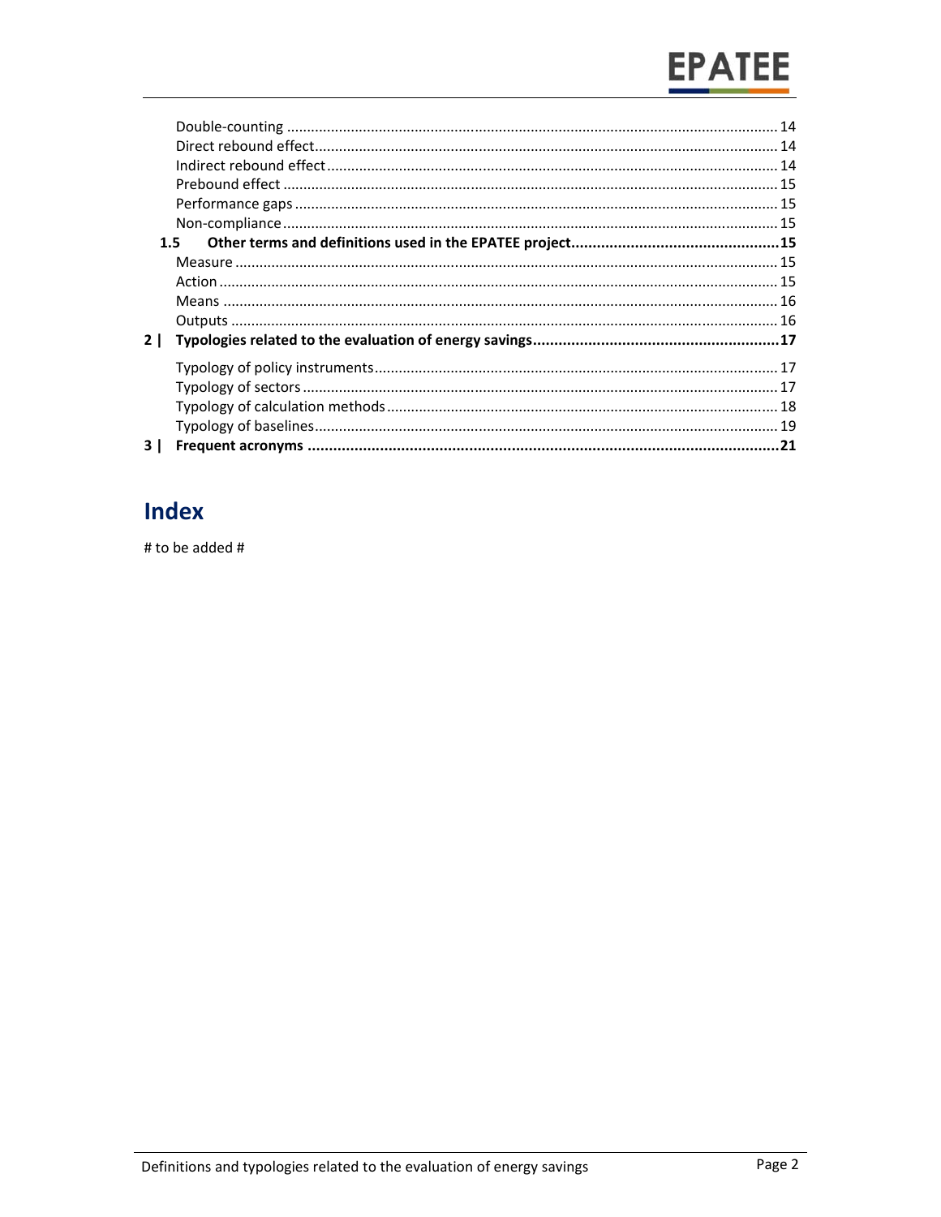Double-counting ..... 14
Direct rebound effect ..... 14
Indirect rebound effect ..... 14
Prebound effect ..... 15
Performance gaps ..... 15
Non-compliance ..... 15

**1.5 Other terms and definitions used in the EPATEE project ..... 15**

Measure ..... 15
Action ..... 15
Means ..... 16
Outputs ..... 16

**2 | Typologies related to the evaluation of energy savings ..... 17**

Typology of policy instruments ..... 17
Typology of sectors ..... 17
Typology of calculation methods ..... 18
Typology of baselines ..... 19

**3 | Frequent acronyms ..... 21**

## Index

# to be added #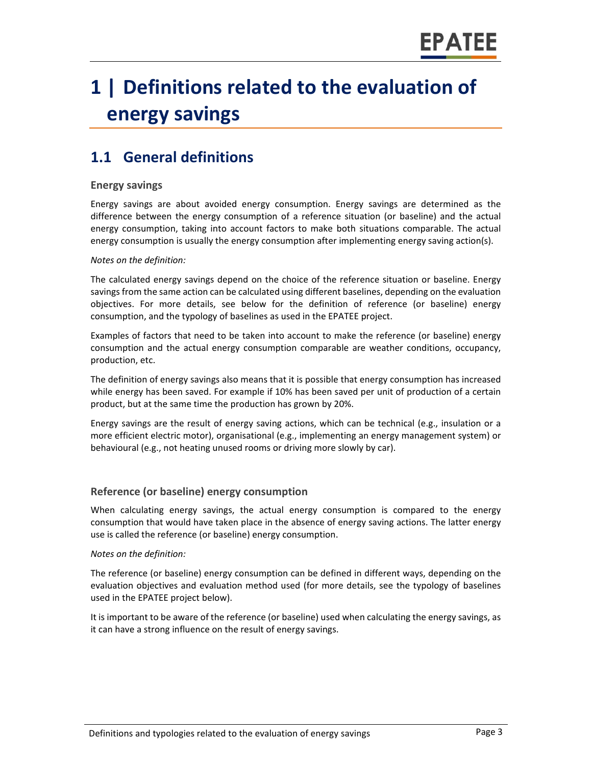# 1 | Definitions related to the evaluation of energy savings

## 1.1 General definitions

### Energy savings

Energy savings are about avoided energy consumption. Energy savings are determined as the difference between the energy consumption of a reference situation (or baseline) and the actual energy consumption, taking into account factors to make both situations comparable. The actual energy consumption is usually the energy consumption after implementing energy saving action(s).

*Notes on the definition:*

The calculated energy savings depend on the choice of the reference situation or baseline. Energy savings from the same action can be calculated using different baselines, depending on the evaluation objectives. For more details, see below for the definition of reference (or baseline) energy consumption, and the typology of baselines as used in the EPATEE project.

Examples of factors that need to be taken into account to make the reference (or baseline) energy consumption and the actual energy consumption comparable are weather conditions, occupancy, production, etc.

The definition of energy savings also means that it is possible that energy consumption has increased while energy has been saved. For example if 10% has been saved per unit of production of a certain product, but at the same time the production has grown by 20%.

Energy savings are the result of energy saving actions, which can be technical (e.g., insulation or a more efficient electric motor), organisational (e.g., implementing an energy management system) or behavioural (e.g., not heating unused rooms or driving more slowly by car).

### Reference (or baseline) energy consumption

When calculating energy savings, the actual energy consumption is compared to the energy consumption that would have taken place in the absence of energy saving actions. The latter energy use is called the reference (or baseline) energy consumption.

*Notes on the definition:*

The reference (or baseline) energy consumption can be defined in different ways, depending on the evaluation objectives and evaluation method used (for more details, see the typology of baselines used in the EPATEE project below).

It is important to be aware of the reference (or baseline) used when calculating the energy savings, as it can have a strong influence on the result of energy savings.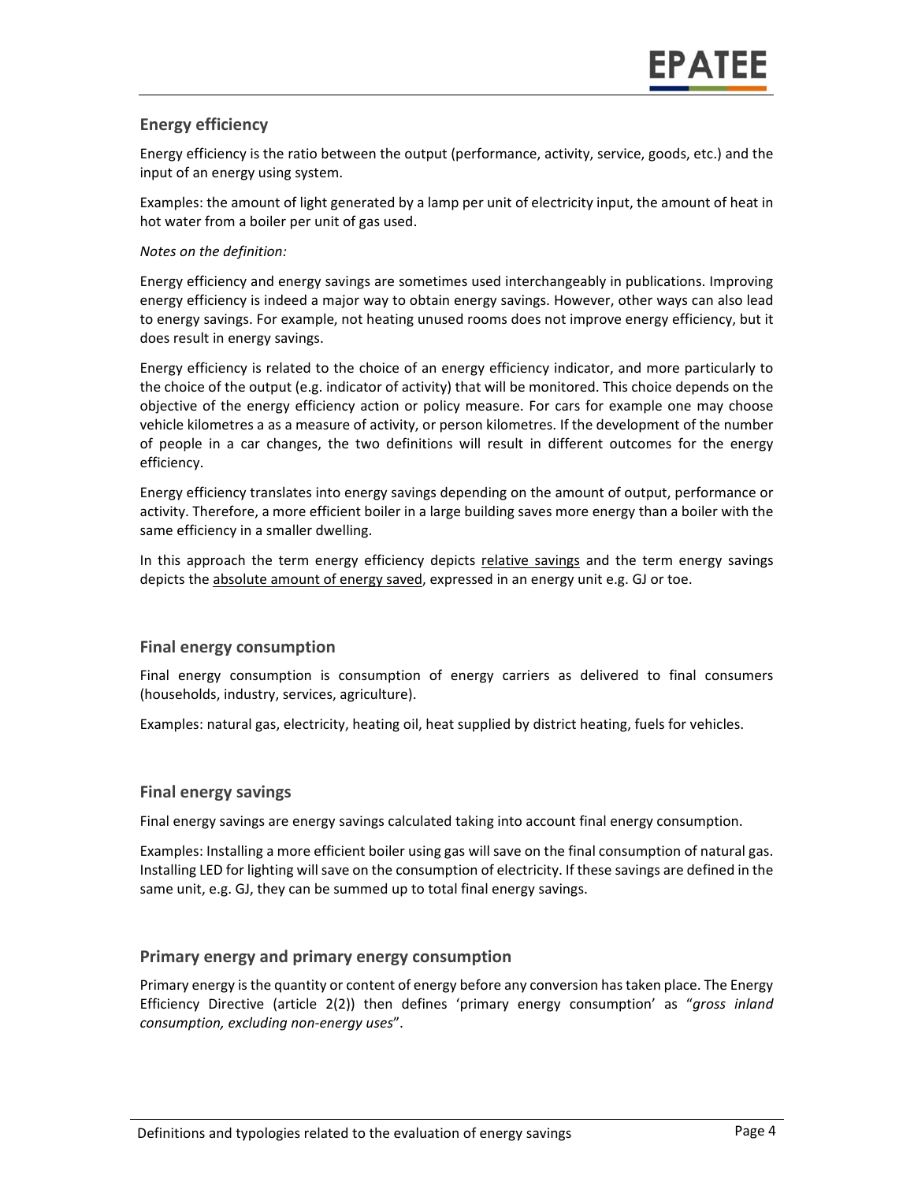## Energy efficiency

Energy efficiency is the ratio between the output (performance, activity, service, goods, etc.) and the input of an energy using system.

Examples: the amount of light generated by a lamp per unit of electricity input, the amount of heat in hot water from a boiler per unit of gas used.

*Notes on the definition:*

Energy efficiency and energy savings are sometimes used interchangeably in publications. Improving energy efficiency is indeed a major way to obtain energy savings. However, other ways can also lead to energy savings. For example, not heating unused rooms does not improve energy efficiency, but it does result in energy savings.

Energy efficiency is related to the choice of an energy efficiency indicator, and more particularly to the choice of the output (e.g. indicator of activity) that will be monitored. This choice depends on the objective of the energy efficiency action or policy measure. For cars for example one may choose vehicle kilometres a as a measure of activity, or person kilometres. If the development of the number of people in a car changes, the two definitions will result in different outcomes for the energy efficiency.

Energy efficiency translates into energy savings depending on the amount of output, performance or activity. Therefore, a more efficient boiler in a large building saves more energy than a boiler with the same efficiency in a smaller dwelling.

In this approach the term energy efficiency depicts <u>relative savings</u> and the term energy savings depicts the <u>absolute amount of energy saved</u>, expressed in an energy unit e.g. GJ or toe.

## Final energy consumption

Final energy consumption is consumption of energy carriers as delivered to final consumers (households, industry, services, agriculture).

Examples: natural gas, electricity, heating oil, heat supplied by district heating, fuels for vehicles.

## Final energy savings

Final energy savings are energy savings calculated taking into account final energy consumption.

Examples: Installing a more efficient boiler using gas will save on the final consumption of natural gas. Installing LED for lighting will save on the consumption of electricity. If these savings are defined in the same unit, e.g. GJ, they can be summed up to total final energy savings.

## Primary energy and primary energy consumption

Primary energy is the quantity or content of energy before any conversion has taken place. The Energy Efficiency Directive (article 2(2)) then defines 'primary energy consumption' as "*gross inland consumption, excluding non-energy uses*".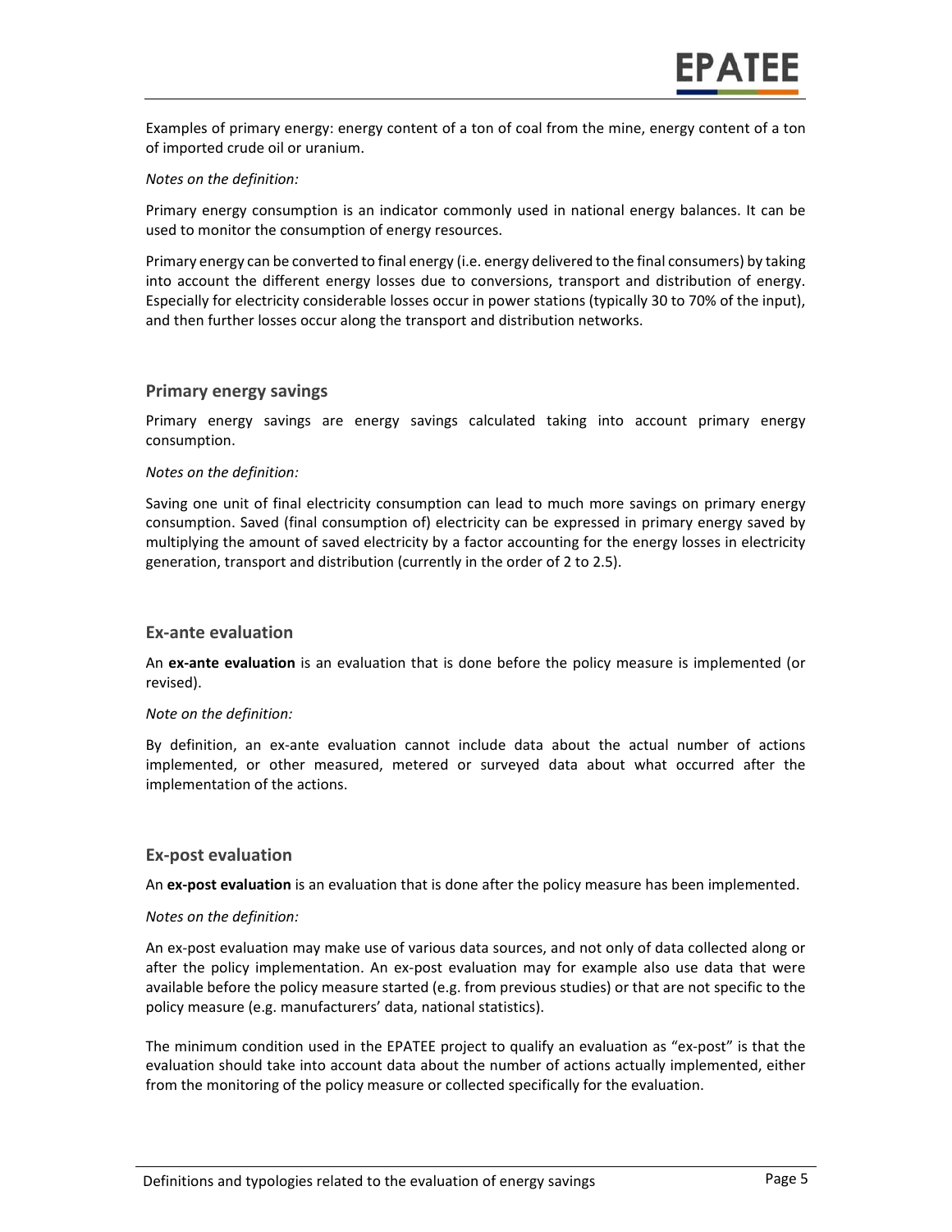Examples of primary energy: energy content of a ton of coal from the mine, energy content of a ton of imported crude oil or uranium.

*Notes on the definition:*

Primary energy consumption is an indicator commonly used in national energy balances. It can be used to monitor the consumption of energy resources.

Primary energy can be converted to final energy (i.e. energy delivered to the final consumers) by taking into account the different energy losses due to conversions, transport and distribution of energy. Especially for electricity considerable losses occur in power stations (typically 30 to 70% of the input), and then further losses occur along the transport and distribution networks.

### Primary energy savings

Primary energy savings are energy savings calculated taking into account primary energy consumption.

*Notes on the definition:*

Saving one unit of final electricity consumption can lead to much more savings on primary energy consumption. Saved (final consumption of) electricity can be expressed in primary energy saved by multiplying the amount of saved electricity by a factor accounting for the energy losses in electricity generation, transport and distribution (currently in the order of 2 to 2.5).

### Ex-ante evaluation

An **ex-ante evaluation** is an evaluation that is done before the policy measure is implemented (or revised).

*Note on the definition:*

By definition, an ex-ante evaluation cannot include data about the actual number of actions implemented, or other measured, metered or surveyed data about what occurred after the implementation of the actions.

### Ex-post evaluation

An **ex-post evaluation** is an evaluation that is done after the policy measure has been implemented.

*Notes on the definition:*

An ex-post evaluation may make use of various data sources, and not only of data collected along or after the policy implementation. An ex-post evaluation may for example also use data that were available before the policy measure started (e.g. from previous studies) or that are not specific to the policy measure (e.g. manufacturers' data, national statistics).

The minimum condition used in the EPATEE project to qualify an evaluation as "ex-post" is that the evaluation should take into account data about the number of actions actually implemented, either from the monitoring of the policy measure or collected specifically for the evaluation.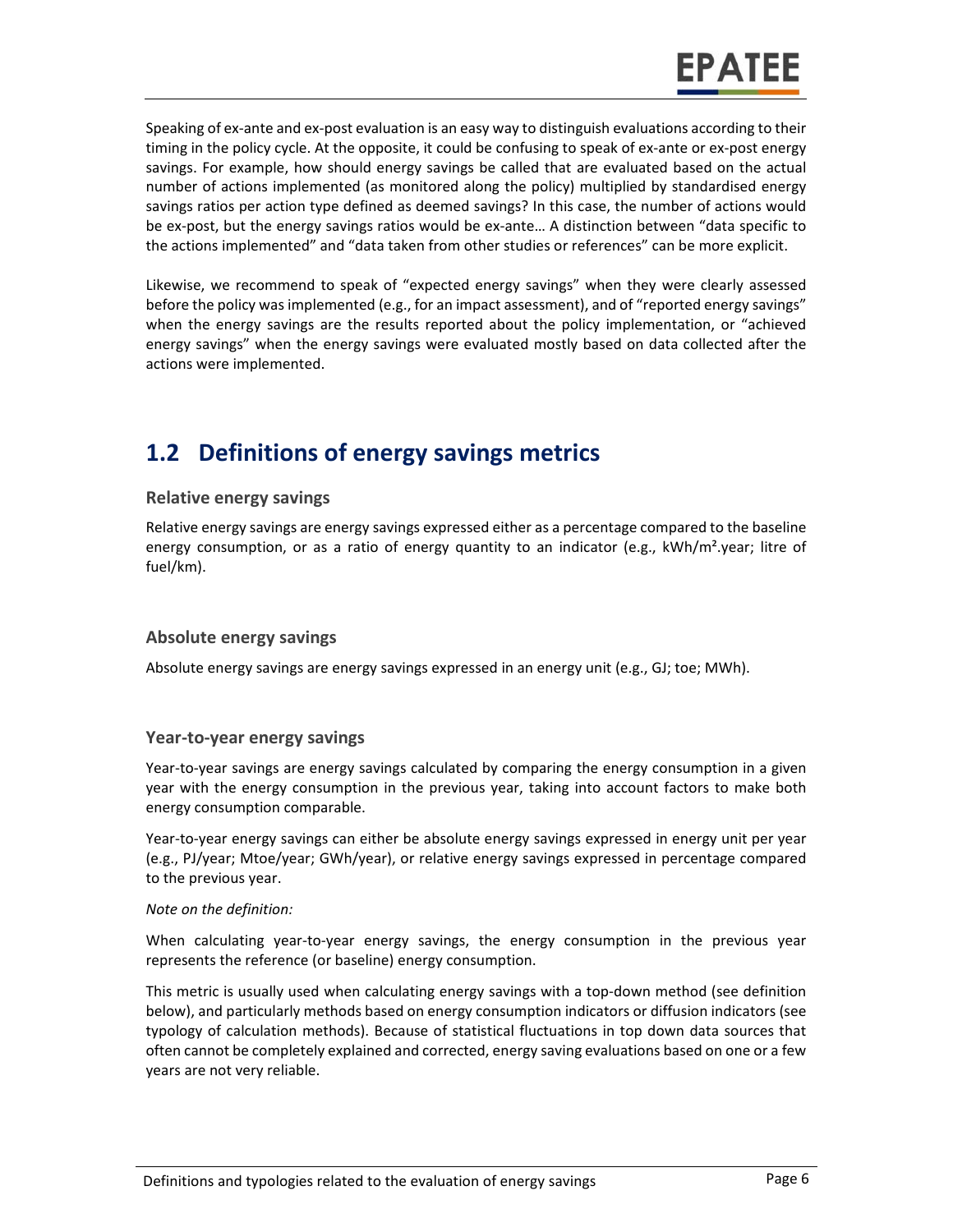Speaking of ex-ante and ex-post evaluation is an easy way to distinguish evaluations according to their timing in the policy cycle. At the opposite, it could be confusing to speak of ex-ante or ex-post energy savings. For example, how should energy savings be called that are evaluated based on the actual number of actions implemented (as monitored along the policy) multiplied by standardised energy savings ratios per action type defined as deemed savings? In this case, the number of actions would be ex-post, but the energy savings ratios would be ex-ante… A distinction between "data specific to the actions implemented" and "data taken from other studies or references" can be more explicit.

Likewise, we recommend to speak of "expected energy savings" when they were clearly assessed before the policy was implemented (e.g., for an impact assessment), and of "reported energy savings" when the energy savings are the results reported about the policy implementation, or "achieved energy savings" when the energy savings were evaluated mostly based on data collected after the actions were implemented.

## 1.2 Definitions of energy savings metrics

### Relative energy savings

Relative energy savings are energy savings expressed either as a percentage compared to the baseline energy consumption, or as a ratio of energy quantity to an indicator (e.g., kWh/m².year; litre of fuel/km).

### Absolute energy savings

Absolute energy savings are energy savings expressed in an energy unit (e.g., GJ; toe; MWh).

### Year-to-year energy savings

Year-to-year savings are energy savings calculated by comparing the energy consumption in a given year with the energy consumption in the previous year, taking into account factors to make both energy consumption comparable.

Year-to-year energy savings can either be absolute energy savings expressed in energy unit per year (e.g., PJ/year; Mtoe/year; GWh/year), or relative energy savings expressed in percentage compared to the previous year.

*Note on the definition:*

When calculating year-to-year energy savings, the energy consumption in the previous year represents the reference (or baseline) energy consumption.

This metric is usually used when calculating energy savings with a top-down method (see definition below), and particularly methods based on energy consumption indicators or diffusion indicators (see typology of calculation methods). Because of statistical fluctuations in top down data sources that often cannot be completely explained and corrected, energy saving evaluations based on one or a few years are not very reliable.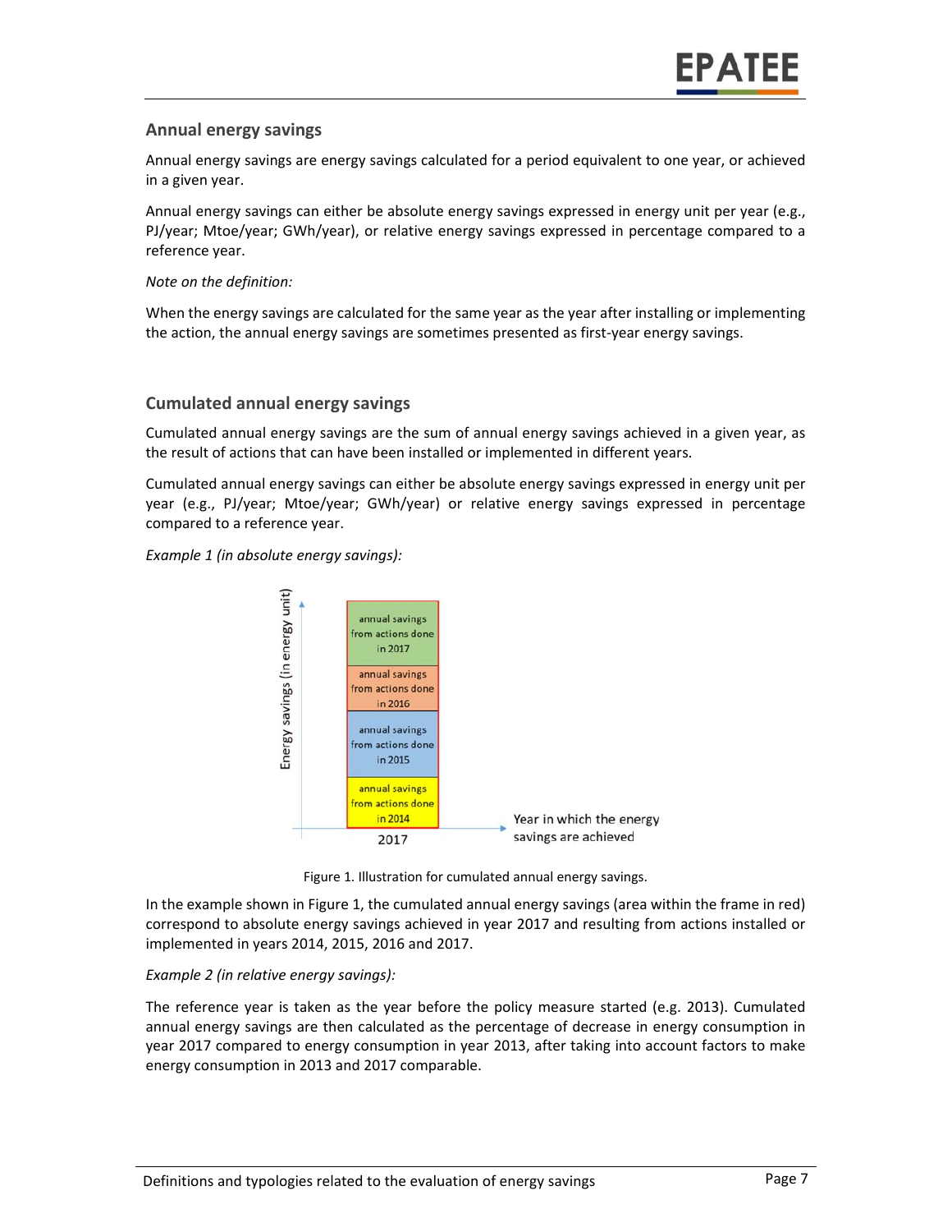## Annual energy savings

Annual energy savings are energy savings calculated for a period equivalent to one year, or achieved in a given year.

Annual energy savings can either be absolute energy savings expressed in energy unit per year (e.g., PJ/year; Mtoe/year; GWh/year), or relative energy savings expressed in percentage compared to a reference year.

*Note on the definition:*

When the energy savings are calculated for the same year as the year after installing or implementing the action, the annual energy savings are sometimes presented as first-year energy savings.

## Cumulated annual energy savings

Cumulated annual energy savings are the sum of annual energy savings achieved in a given year, as the result of actions that can have been installed or implemented in different years.

Cumulated annual energy savings can either be absolute energy savings expressed in energy unit per year (e.g., PJ/year; Mtoe/year; GWh/year) or relative energy savings expressed in percentage compared to a reference year.

*Example 1 (in absolute energy savings):*

Figure 1. Illustration for cumulated annual energy savings.

In the example shown in Figure 1, the cumulated annual energy savings (area within the frame in red) correspond to absolute energy savings achieved in year 2017 and resulting from actions installed or implemented in years 2014, 2015, 2016 and 2017.

*Example 2 (in relative energy savings):*

The reference year is taken as the year before the policy measure started (e.g. 2013). Cumulated annual energy savings are then calculated as the percentage of decrease in energy consumption in year 2017 compared to energy consumption in year 2013, after taking into account factors to make energy consumption in 2013 and 2017 comparable.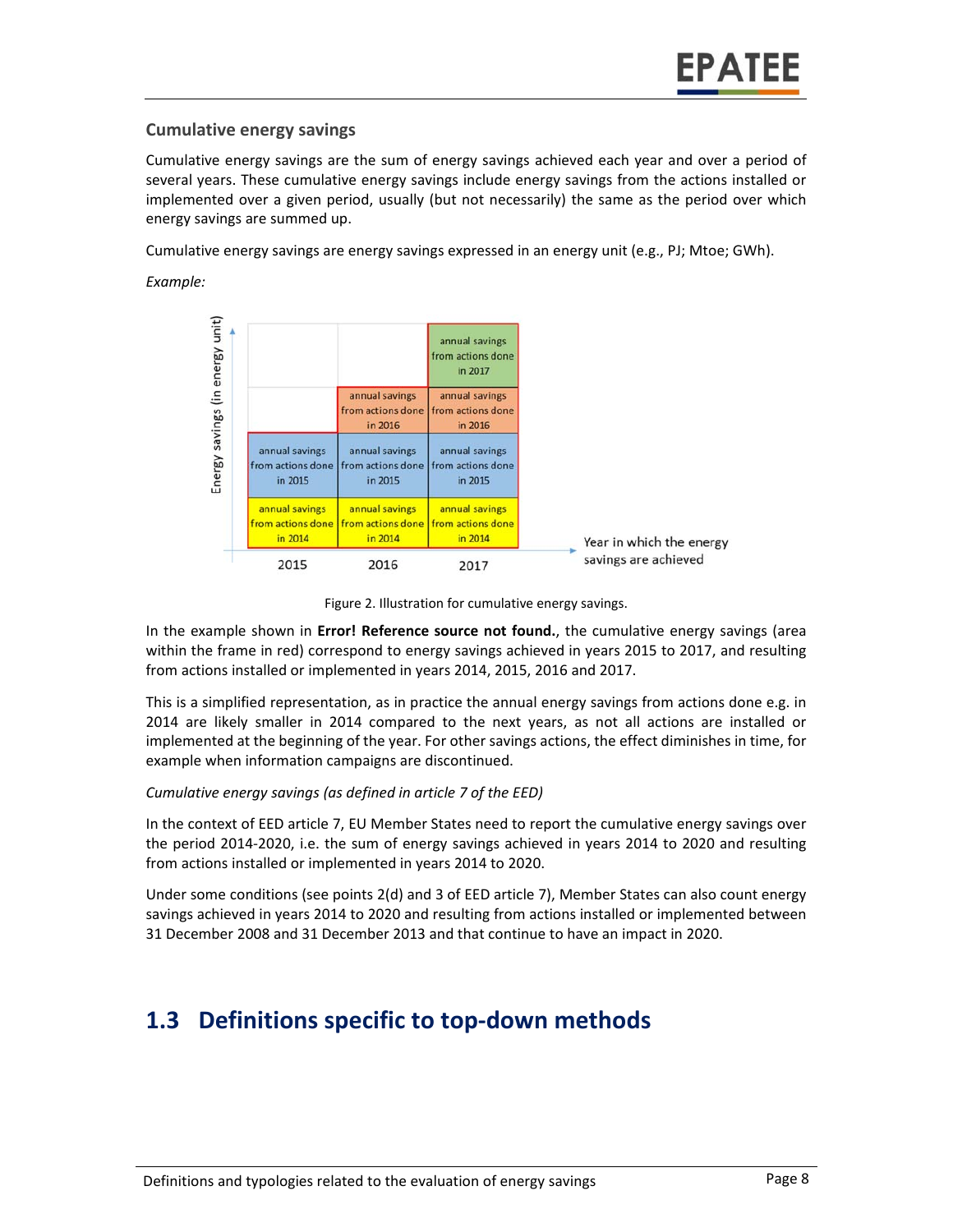### Cumulative energy savings

Cumulative energy savings are the sum of energy savings achieved each year and over a period of several years. These cumulative energy savings include energy savings from the actions installed or implemented over a given period, usually (but not necessarily) the same as the period over which energy savings are summed up.

Cumulative energy savings are energy savings expressed in an energy unit (e.g., PJ; Mtoe; GWh).

*Example:*

| Energy savings (in energy unit) | 2015 | 2016 | 2017 |
|---|---|---|---|
| | | | annual savings from actions done in 2017 |
| | | annual savings from actions done in 2016 | annual savings from actions done in 2016 |
| | annual savings from actions done in 2015 | annual savings from actions done in 2015 | annual savings from actions done in 2015 |
| | annual savings from actions done in 2014 | annual savings from actions done in 2014 | annual savings from actions done in 2014 |

Year in which the energy savings are achieved

Figure 2. Illustration for cumulative energy savings.

In the example shown in **Error! Reference source not found.**, the cumulative energy savings (area within the frame in red) correspond to energy savings achieved in years 2015 to 2017, and resulting from actions installed or implemented in years 2014, 2015, 2016 and 2017.

This is a simplified representation, as in practice the annual energy savings from actions done e.g. in 2014 are likely smaller in 2014 compared to the next years, as not all actions are installed or implemented at the beginning of the year. For other savings actions, the effect diminishes in time, for example when information campaigns are discontinued.

*Cumulative energy savings (as defined in article 7 of the EED)*

In the context of EED article 7, EU Member States need to report the cumulative energy savings over the period 2014-2020, i.e. the sum of energy savings achieved in years 2014 to 2020 and resulting from actions installed or implemented in years 2014 to 2020.

Under some conditions (see points 2(d) and 3 of EED article 7), Member States can also count energy savings achieved in years 2014 to 2020 and resulting from actions installed or implemented between 31 December 2008 and 31 December 2013 and that continue to have an impact in 2020.

## 1.3 Definitions specific to top-down methods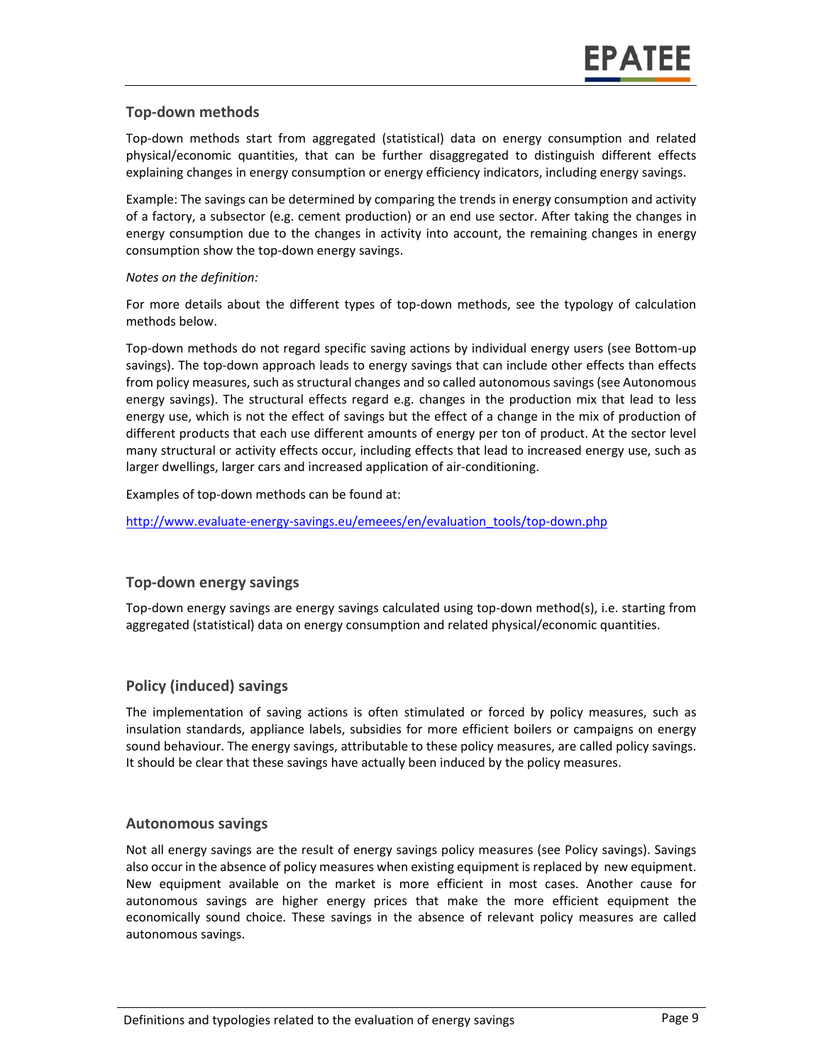## Top-down methods

Top-down methods start from aggregated (statistical) data on energy consumption and related physical/economic quantities, that can be further disaggregated to distinguish different effects explaining changes in energy consumption or energy efficiency indicators, including energy savings.

Example: The savings can be determined by comparing the trends in energy consumption and activity of a factory, a subsector (e.g. cement production) or an end use sector. After taking the changes in energy consumption due to the changes in activity into account, the remaining changes in energy consumption show the top-down energy savings.

*Notes on the definition:*

For more details about the different types of top-down methods, see the typology of calculation methods below.

Top-down methods do not regard specific saving actions by individual energy users (see Bottom-up savings). The top-down approach leads to energy savings that can include other effects than effects from policy measures, such as structural changes and so called autonomous savings (see Autonomous energy savings). The structural effects regard e.g. changes in the production mix that lead to less energy use, which is not the effect of savings but the effect of a change in the mix of production of different products that each use different amounts of energy per ton of product. At the sector level many structural or activity effects occur, including effects that lead to increased energy use, such as larger dwellings, larger cars and increased application of air-conditioning.

Examples of top-down methods can be found at:

[http://www.evaluate-energy-savings.eu/emeees/en/evaluation_tools/top-down.php](http://www.evaluate-energy-savings.eu/emeees/en/evaluation_tools/top-down.php)

## Top-down energy savings

Top-down energy savings are energy savings calculated using top-down method(s), i.e. starting from aggregated (statistical) data on energy consumption and related physical/economic quantities.

## Policy (induced) savings

The implementation of saving actions is often stimulated or forced by policy measures, such as insulation standards, appliance labels, subsidies for more efficient boilers or campaigns on energy sound behaviour. The energy savings, attributable to these policy measures, are called policy savings. It should be clear that these savings have actually been induced by the policy measures.

## Autonomous savings

Not all energy savings are the result of energy savings policy measures (see Policy savings). Savings also occur in the absence of policy measures when existing equipment is replaced by new equipment. New equipment available on the market is more efficient in most cases. Another cause for autonomous savings are higher energy prices that make the more efficient equipment the economically sound choice. These savings in the absence of relevant policy measures are called autonomous savings.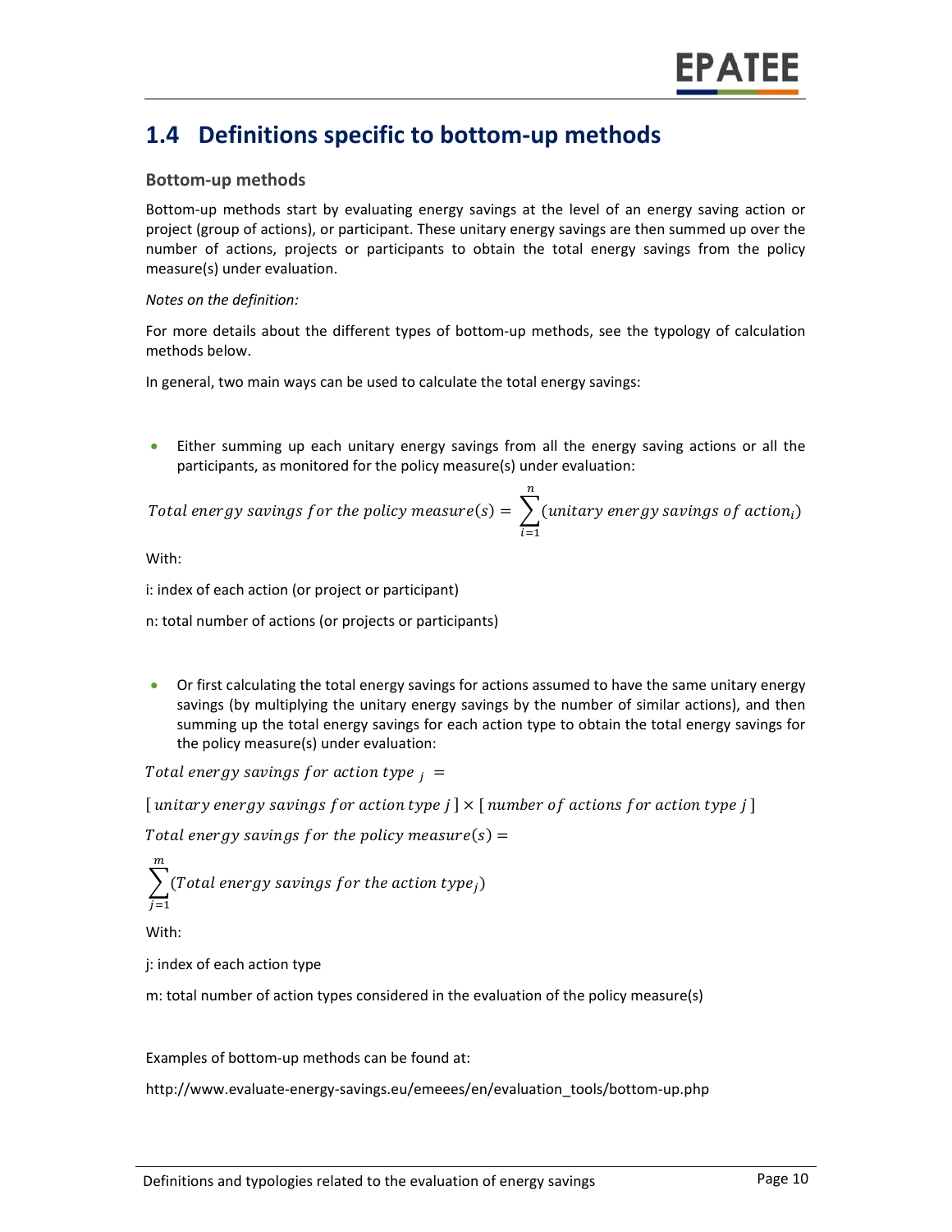## 1.4 Definitions specific to bottom-up methods

### Bottom-up methods

Bottom-up methods start by evaluating energy savings at the level of an energy saving action or project (group of actions), or participant. These unitary energy savings are then summed up over the number of actions, projects or participants to obtain the total energy savings from the policy measure(s) under evaluation.

*Notes on the definition:*

For more details about the different types of bottom-up methods, see the typology of calculation methods below.

In general, two main ways can be used to calculate the total energy savings:

- Either summing up each unitary energy savings from all the energy saving actions or all the participants, as monitored for the policy measure(s) under evaluation:

$$Total\ energy\ savings\ for\ the\ policy\ measure(s) = \sum_{i=1}^{n}(unitary\ energy\ savings\ of\ action_i)$$

With:

i: index of each action (or project or participant)

n: total number of actions (or projects or participants)

- Or first calculating the total energy savings for actions assumed to have the same unitary energy savings (by multiplying the unitary energy savings by the number of similar actions), and then summing up the total energy savings for each action type to obtain the total energy savings for the policy measure(s) under evaluation:

$$Total\ energy\ savings\ for\ action\ type_{\ j} =$$

$$[\ unitary\ energy\ savings\ for\ action\ type\ j\ ] \times [\ number\ of\ actions\ for\ action\ type\ j\ ]$$

$$Total\ energy\ savings\ for\ the\ policy\ measure(s) =$$

$$\sum_{j=1}^{m}(Total\ energy\ savings\ for\ the\ action\ type_j)$$

With:

j: index of each action type

m: total number of action types considered in the evaluation of the policy measure(s)

Examples of bottom-up methods can be found at:

http://www.evaluate-energy-savings.eu/emeees/en/evaluation_tools/bottom-up.php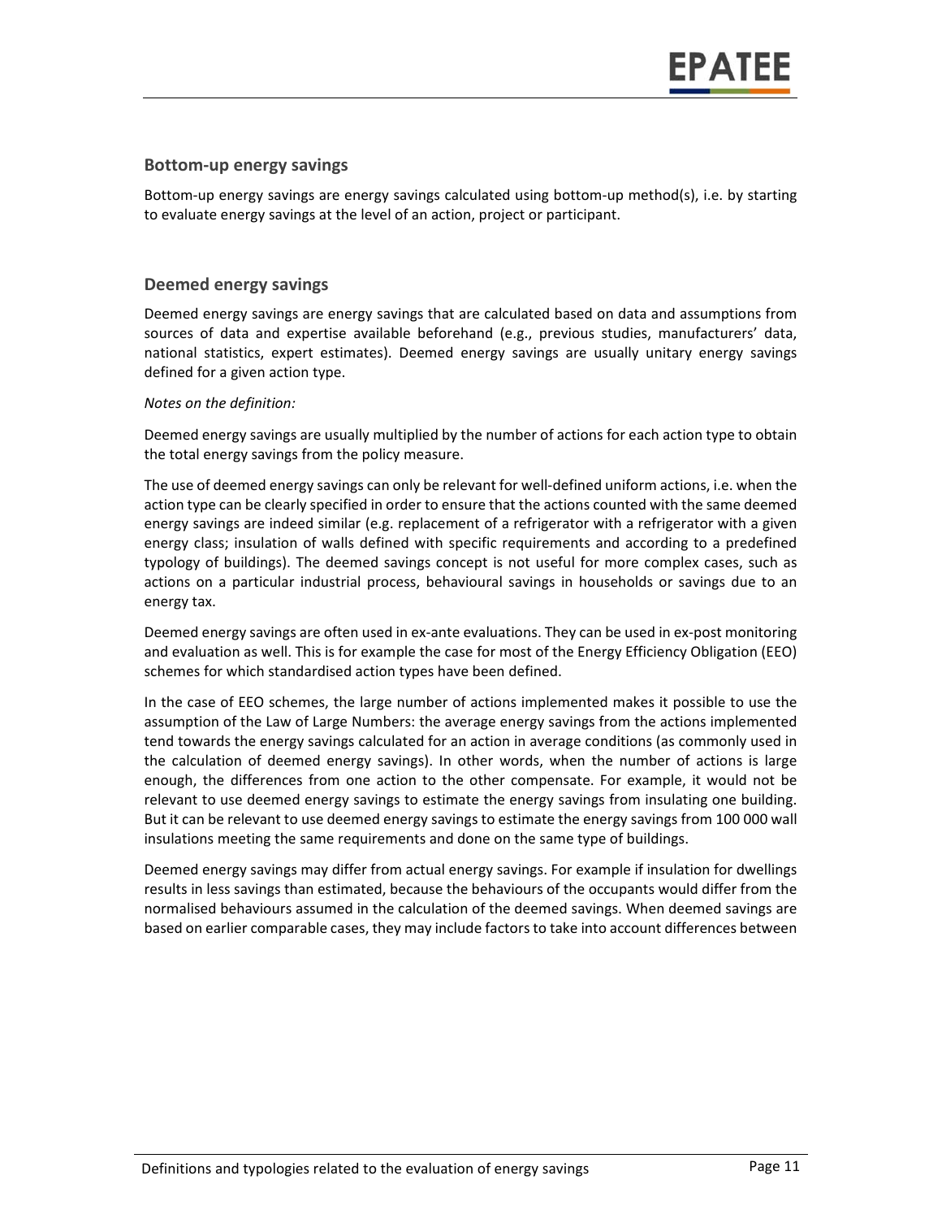## Bottom-up energy savings

Bottom-up energy savings are energy savings calculated using bottom-up method(s), i.e. by starting to evaluate energy savings at the level of an action, project or participant.

## Deemed energy savings

Deemed energy savings are energy savings that are calculated based on data and assumptions from sources of data and expertise available beforehand (e.g., previous studies, manufacturers' data, national statistics, expert estimates). Deemed energy savings are usually unitary energy savings defined for a given action type.

*Notes on the definition:*

Deemed energy savings are usually multiplied by the number of actions for each action type to obtain the total energy savings from the policy measure.

The use of deemed energy savings can only be relevant for well-defined uniform actions, i.e. when the action type can be clearly specified in order to ensure that the actions counted with the same deemed energy savings are indeed similar (e.g. replacement of a refrigerator with a refrigerator with a given energy class; insulation of walls defined with specific requirements and according to a predefined typology of buildings). The deemed savings concept is not useful for more complex cases, such as actions on a particular industrial process, behavioural savings in households or savings due to an energy tax.

Deemed energy savings are often used in ex-ante evaluations. They can be used in ex-post monitoring and evaluation as well. This is for example the case for most of the Energy Efficiency Obligation (EEO) schemes for which standardised action types have been defined.

In the case of EEO schemes, the large number of actions implemented makes it possible to use the assumption of the Law of Large Numbers: the average energy savings from the actions implemented tend towards the energy savings calculated for an action in average conditions (as commonly used in the calculation of deemed energy savings). In other words, when the number of actions is large enough, the differences from one action to the other compensate. For example, it would not be relevant to use deemed energy savings to estimate the energy savings from insulating one building. But it can be relevant to use deemed energy savings to estimate the energy savings from 100 000 wall insulations meeting the same requirements and done on the same type of buildings.

Deemed energy savings may differ from actual energy savings. For example if insulation for dwellings results in less savings than estimated, because the behaviours of the occupants would differ from the normalised behaviours assumed in the calculation of the deemed savings. When deemed savings are based on earlier comparable cases, they may include factors to take into account differences between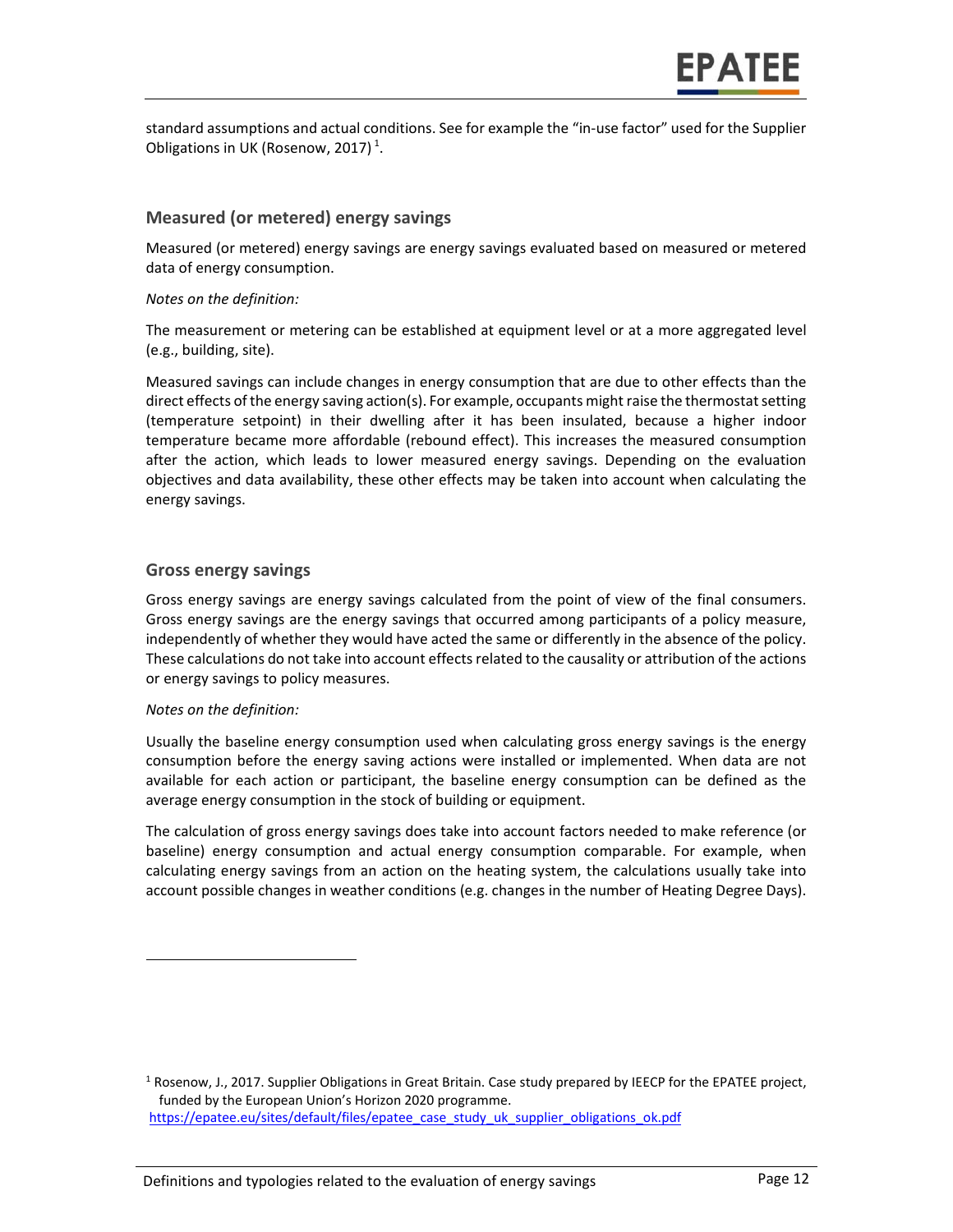standard assumptions and actual conditions. See for example the "in-use factor" used for the Supplier Obligations in UK (Rosenow, 2017) [1].

### Measured (or metered) energy savings

Measured (or metered) energy savings are energy savings evaluated based on measured or metered data of energy consumption.

*Notes on the definition:*

The measurement or metering can be established at equipment level or at a more aggregated level (e.g., building, site).

Measured savings can include changes in energy consumption that are due to other effects than the direct effects of the energy saving action(s). For example, occupants might raise the thermostat setting (temperature setpoint) in their dwelling after it has been insulated, because a higher indoor temperature became more affordable (rebound effect). This increases the measured consumption after the action, which leads to lower measured energy savings. Depending on the evaluation objectives and data availability, these other effects may be taken into account when calculating the energy savings.

### Gross energy savings

Gross energy savings are energy savings calculated from the point of view of the final consumers. Gross energy savings are the energy savings that occurred among participants of a policy measure, independently of whether they would have acted the same or differently in the absence of the policy. These calculations do not take into account effects related to the causality or attribution of the actions or energy savings to policy measures.

*Notes on the definition:*

Usually the baseline energy consumption used when calculating gross energy savings is the energy consumption before the energy saving actions were installed or implemented. When data are not available for each action or participant, the baseline energy consumption can be defined as the average energy consumption in the stock of building or equipment.

The calculation of gross energy savings does take into account factors needed to make reference (or baseline) energy consumption and actual energy consumption comparable. For example, when calculating energy savings from an action on the heating system, the calculations usually take into account possible changes in weather conditions (e.g. changes in the number of Heating Degree Days).

[1] Rosenow, J., 2017. Supplier Obligations in Great Britain. Case study prepared by IEECP for the EPATEE project, funded by the European Union's Horizon 2020 programme. https://epatee.eu/sites/default/files/epatee_case_study_uk_supplier_obligations_ok.pdf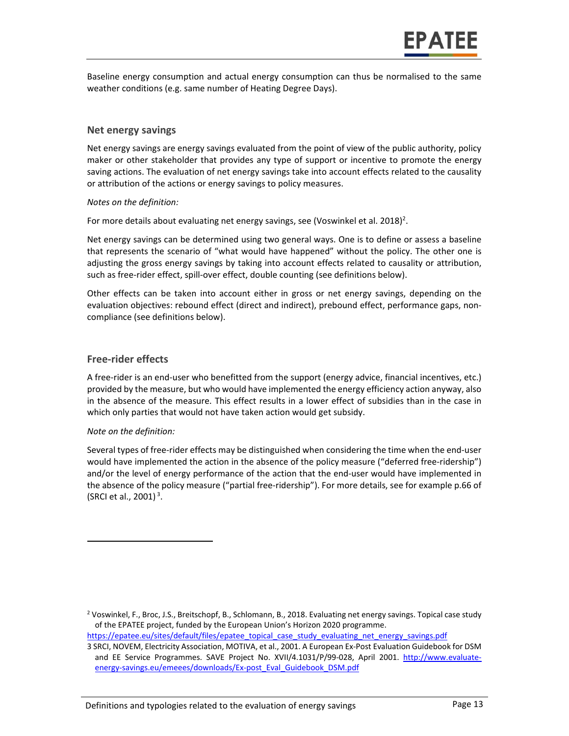Baseline energy consumption and actual energy consumption can thus be normalised to the same weather conditions (e.g. same number of Heating Degree Days).

### Net energy savings

Net energy savings are energy savings evaluated from the point of view of the public authority, policy maker or other stakeholder that provides any type of support or incentive to promote the energy saving actions. The evaluation of net energy savings take into account effects related to the causality or attribution of the actions or energy savings to policy measures.

*Notes on the definition:*

For more details about evaluating net energy savings, see (Voswinkel et al. 2018)[2].

Net energy savings can be determined using two general ways. One is to define or assess a baseline that represents the scenario of "what would have happened" without the policy. The other one is adjusting the gross energy savings by taking into account effects related to causality or attribution, such as free-rider effect, spill-over effect, double counting (see definitions below).

Other effects can be taken into account either in gross or net energy savings, depending on the evaluation objectives: rebound effect (direct and indirect), prebound effect, performance gaps, non-compliance (see definitions below).

### Free-rider effects

A free-rider is an end-user who benefitted from the support (energy advice, financial incentives, etc.) provided by the measure, but who would have implemented the energy efficiency action anyway, also in the absence of the measure. This effect results in a lower effect of subsidies than in the case in which only parties that would not have taken action would get subsidy.

*Note on the definition:*

Several types of free-rider effects may be distinguished when considering the time when the end-user would have implemented the action in the absence of the policy measure ("deferred free-ridership") and/or the level of energy performance of the action that the end-user would have implemented in the absence of the policy measure ("partial free-ridership"). For more details, see for example p.66 of (SRCI et al., 2001)[3].

---

[2] Voswinkel, F., Broc, J.S., Breitschopf, B., Schlomann, B., 2018. Evaluating net energy savings. Topical case study of the EPATEE project, funded by the European Union's Horizon 2020 programme. https://epatee.eu/sites/default/files/epatee_topical_case_study_evaluating_net_energy_savings.pdf

[3] SRCI, NOVEM, Electricity Association, MOTIVA, et al., 2001. A European Ex-Post Evaluation Guidebook for DSM and EE Service Programmes. SAVE Project No. XVII/4.1031/P/99-028, April 2001. http://www.evaluate-energy-savings.eu/emeees/downloads/Ex-post_Eval_Guidebook_DSM.pdf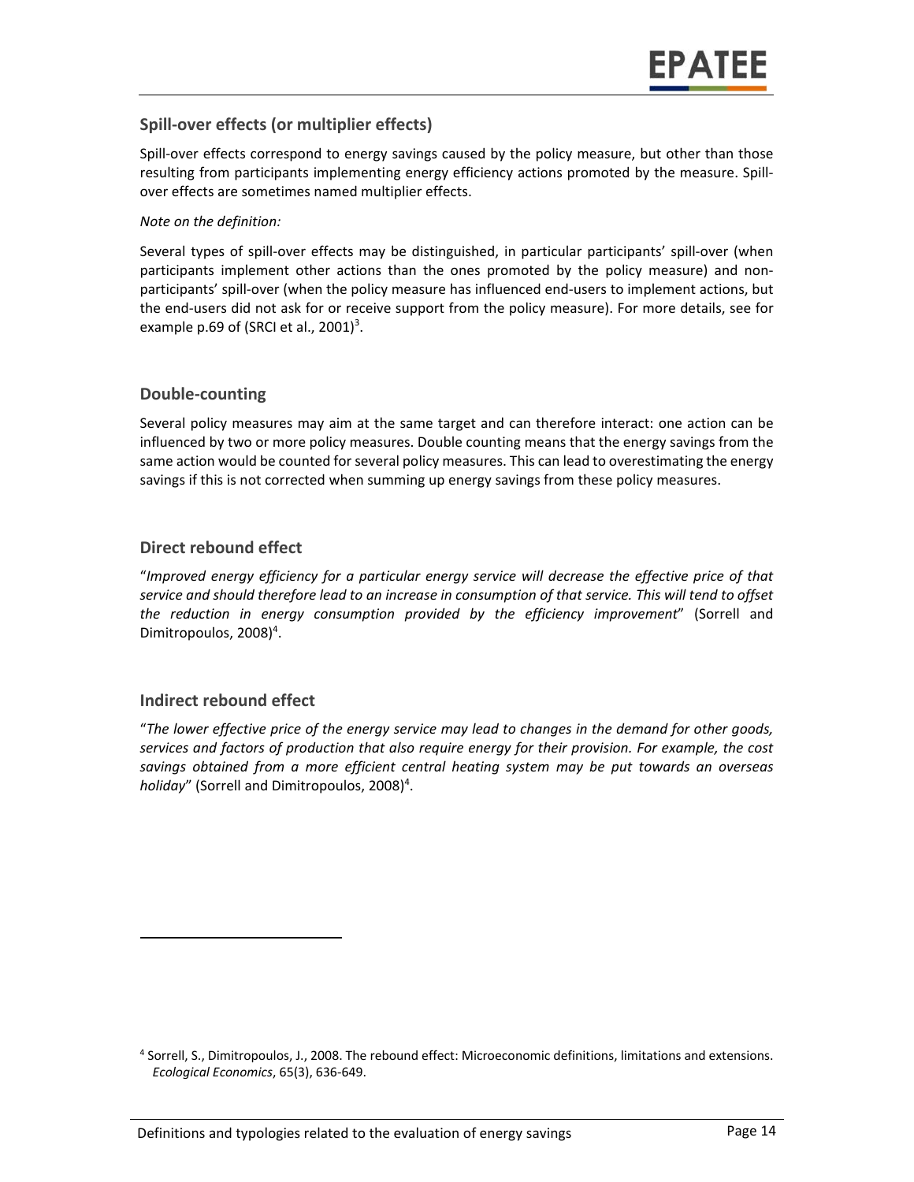## Spill-over effects (or multiplier effects)

Spill-over effects correspond to energy savings caused by the policy measure, but other than those resulting from participants implementing energy efficiency actions promoted by the measure. Spill-over effects are sometimes named multiplier effects.

*Note on the definition:*

Several types of spill-over effects may be distinguished, in particular participants' spill-over (when participants implement other actions than the ones promoted by the policy measure) and non-participants' spill-over (when the policy measure has influenced end-users to implement actions, but the end-users did not ask for or receive support from the policy measure). For more details, see for example p.69 of (SRCI et al., 2001)[3].

## Double-counting

Several policy measures may aim at the same target and can therefore interact: one action can be influenced by two or more policy measures. Double counting means that the energy savings from the same action would be counted for several policy measures. This can lead to overestimating the energy savings if this is not corrected when summing up energy savings from these policy measures.

## Direct rebound effect

"*Improved energy efficiency for a particular energy service will decrease the effective price of that service and should therefore lead to an increase in consumption of that service. This will tend to offset the reduction in energy consumption provided by the efficiency improvement*" (Sorrell and Dimitropoulos, 2008)[4].

## Indirect rebound effect

"*The lower effective price of the energy service may lead to changes in the demand for other goods, services and factors of production that also require energy for their provision. For example, the cost savings obtained from a more efficient central heating system may be put towards an overseas holiday*" (Sorrell and Dimitropoulos, 2008)[4].

---

[4] Sorrell, S., Dimitropoulos, J., 2008. The rebound effect: Microeconomic definitions, limitations and extensions. *Ecological Economics*, 65(3), 636-649.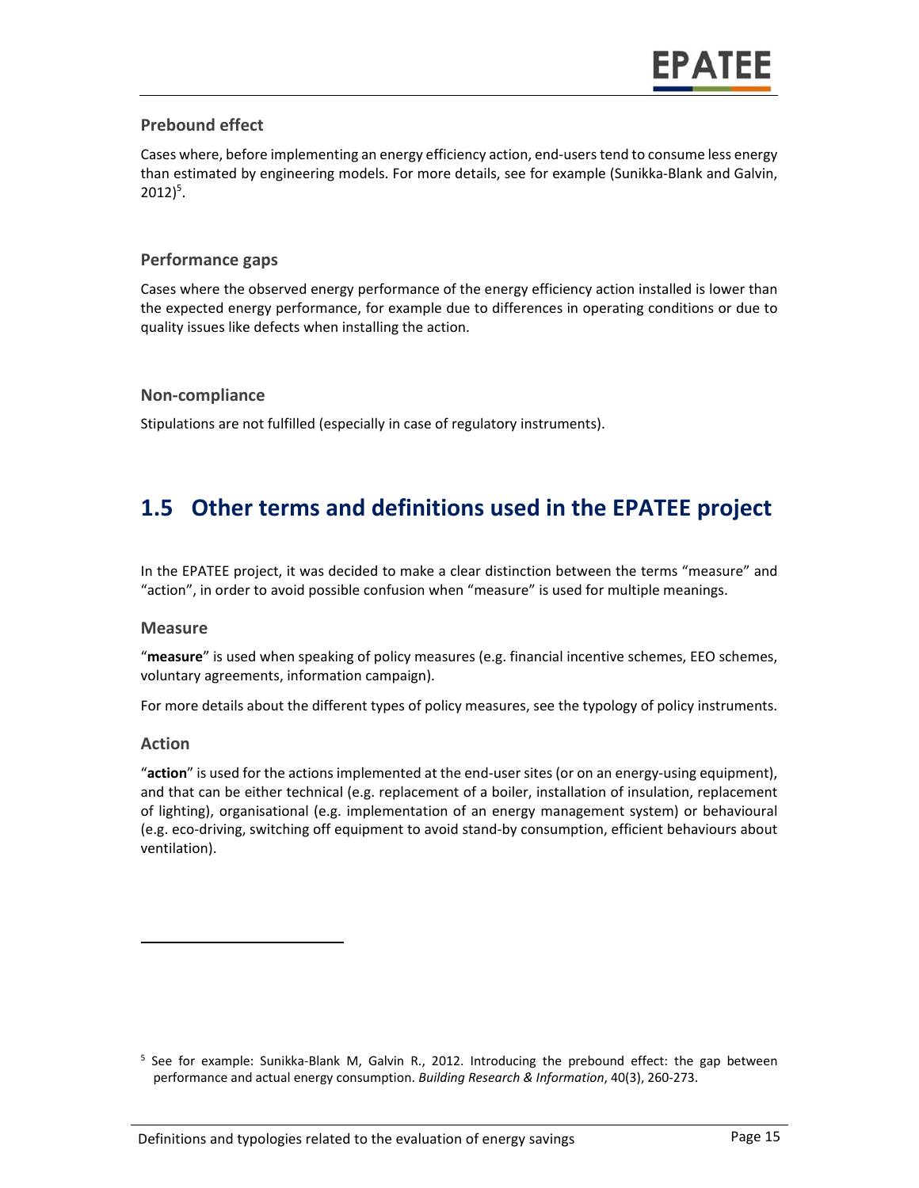### Prebound effect

Cases where, before implementing an energy efficiency action, end-users tend to consume less energy than estimated by engineering models. For more details, see for example (Sunikka-Blank and Galvin, 2012)[5].

### Performance gaps

Cases where the observed energy performance of the energy efficiency action installed is lower than the expected energy performance, for example due to differences in operating conditions or due to quality issues like defects when installing the action.

### Non-compliance

Stipulations are not fulfilled (especially in case of regulatory instruments).

## 1.5 Other terms and definitions used in the EPATEE project

In the EPATEE project, it was decided to make a clear distinction between the terms "measure" and "action", in order to avoid possible confusion when "measure" is used for multiple meanings.

### Measure

"**measure**" is used when speaking of policy measures (e.g. financial incentive schemes, EEO schemes, voluntary agreements, information campaign).

For more details about the different types of policy measures, see the typology of policy instruments.

### Action

"**action**" is used for the actions implemented at the end-user sites (or on an energy-using equipment), and that can be either technical (e.g. replacement of a boiler, installation of insulation, replacement of lighting), organisational (e.g. implementation of an energy management system) or behavioural (e.g. eco-driving, switching off equipment to avoid stand-by consumption, efficient behaviours about ventilation).

---

[5] See for example: Sunikka-Blank M, Galvin R., 2012. Introducing the prebound effect: the gap between performance and actual energy consumption. *Building Research & Information*, 40(3), 260-273.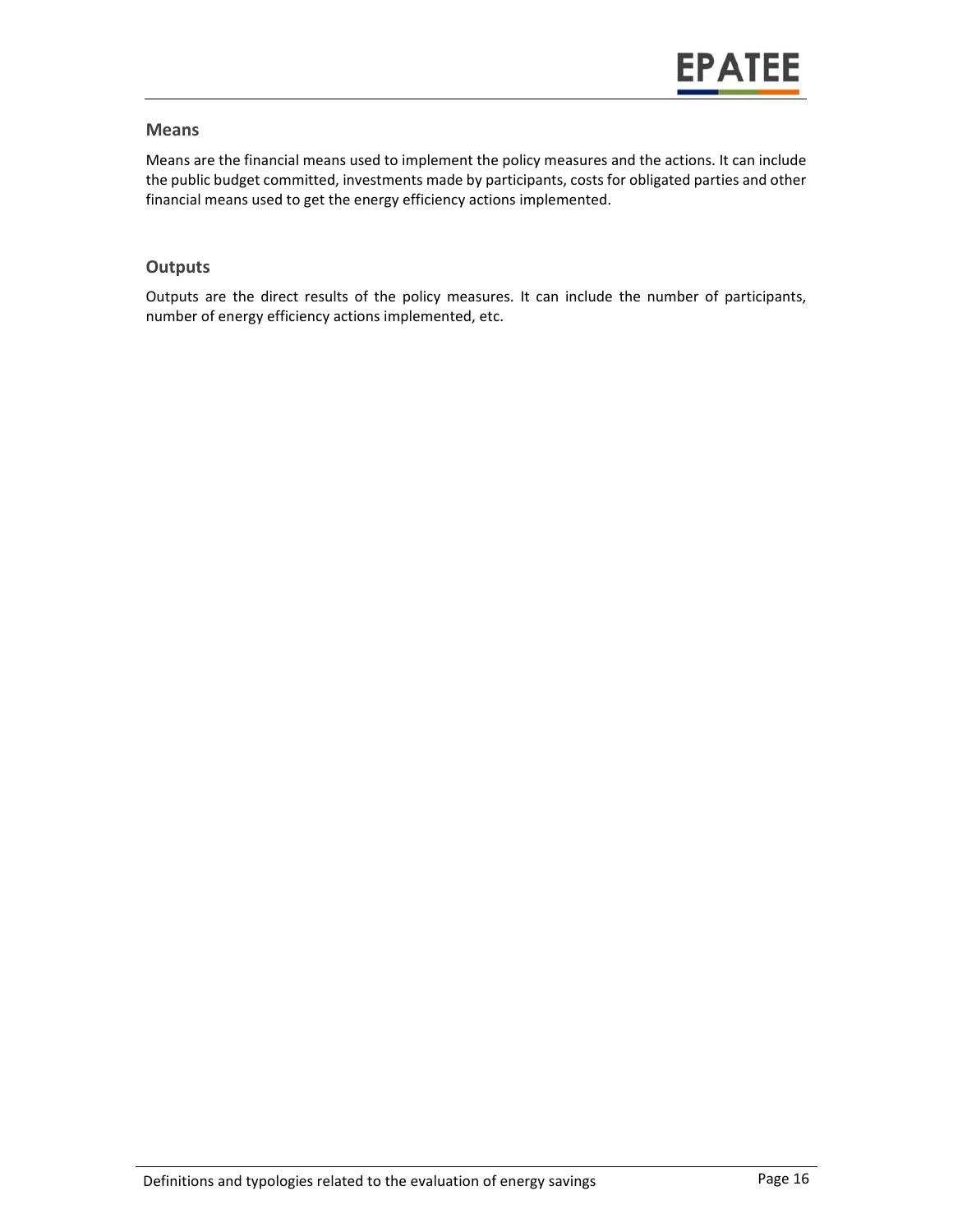### Means

Means are the financial means used to implement the policy measures and the actions. It can include the public budget committed, investments made by participants, costs for obligated parties and other financial means used to get the energy efficiency actions implemented.

### Outputs

Outputs are the direct results of the policy measures. It can include the number of participants, number of energy efficiency actions implemented, etc.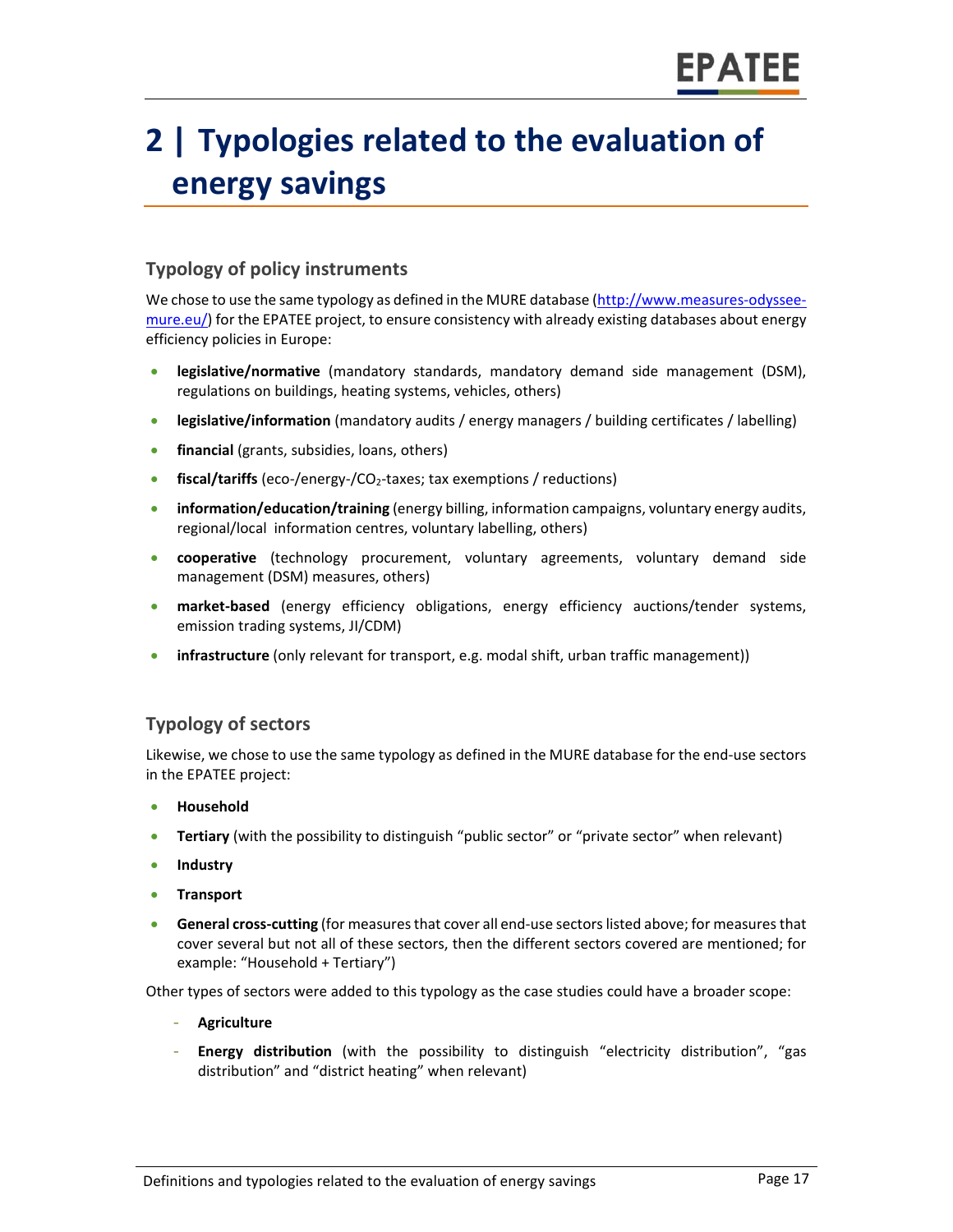# 2 | Typologies related to the evaluation of energy savings

## Typology of policy instruments

We chose to use the same typology as defined in the MURE database (http://www.measures-odyssee-mure.eu/) for the EPATEE project, to ensure consistency with already existing databases about energy efficiency policies in Europe:

- **legislative/normative** (mandatory standards, mandatory demand side management (DSM), regulations on buildings, heating systems, vehicles, others)
- **legislative/information** (mandatory audits / energy managers / building certificates / labelling)
- **financial** (grants, subsidies, loans, others)
- **fiscal/tariffs** (eco-/energy-/$CO_2$-taxes; tax exemptions / reductions)
- **information/education/training** (energy billing, information campaigns, voluntary energy audits, regional/local information centres, voluntary labelling, others)
- **cooperative** (technology procurement, voluntary agreements, voluntary demand side management (DSM) measures, others)
- **market-based** (energy efficiency obligations, energy efficiency auctions/tender systems, emission trading systems, JI/CDM)
- **infrastructure** (only relevant for transport, e.g. modal shift, urban traffic management))

## Typology of sectors

Likewise, we chose to use the same typology as defined in the MURE database for the end-use sectors in the EPATEE project:

- **Household**
- **Tertiary** (with the possibility to distinguish "public sector" or "private sector" when relevant)
- **Industry**
- **Transport**
- **General cross-cutting** (for measures that cover all end-use sectors listed above; for measures that cover several but not all of these sectors, then the different sectors covered are mentioned; for example: "Household + Tertiary")

Other types of sectors were added to this typology as the case studies could have a broader scope:

- **Agriculture**
- **Energy distribution** (with the possibility to distinguish "electricity distribution", "gas distribution" and "district heating" when relevant)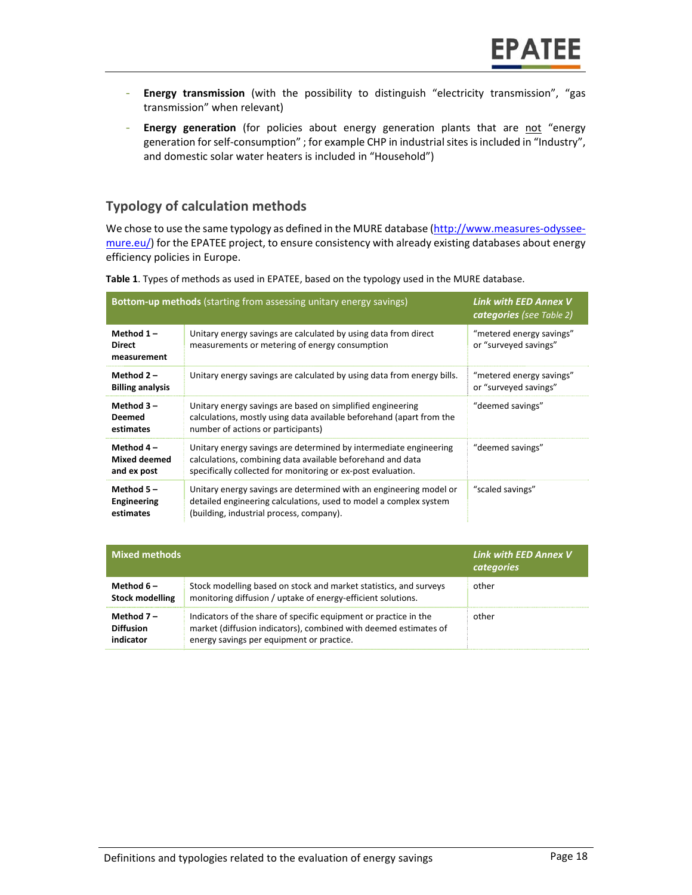- **Energy transmission** (with the possibility to distinguish "electricity transmission", "gas transmission" when relevant)
- **Energy generation** (for policies about energy generation plants that are not "energy generation for self-consumption" ; for example CHP in industrial sites is included in "Industry", and domestic solar water heaters is included in "Household")

## Typology of calculation methods

We chose to use the same typology as defined in the MURE database ([http://www.measures-odyssee-mure.eu/](http://www.measures-odyssee-mure.eu/)) for the EPATEE project, to ensure consistency with already existing databases about energy efficiency policies in Europe.

**Table 1**. Types of methods as used in EPATEE, based on the typology used in the MURE database.

| **Bottom-up methods** (starting from assessing unitary energy savings) | | ***Link with EED Annex V categories*** *(see Table 2)* |
|---|---|---|
| **Method 1 – Direct measurement** | Unitary energy savings are calculated by using data from direct measurements or metering of energy consumption | "metered energy savings" or "surveyed savings" |
| **Method 2 – Billing analysis** | Unitary energy savings are calculated by using data from energy bills. | "metered energy savings" or "surveyed savings" |
| **Method 3 – Deemed estimates** | Unitary energy savings are based on simplified engineering calculations, mostly using data available beforehand (apart from the number of actions or participants) | "deemed savings" |
| **Method 4 – Mixed deemed and ex post** | Unitary energy savings are determined by intermediate engineering calculations, combining data available beforehand and data specifically collected for monitoring or ex-post evaluation. | "deemed savings" |
| **Method 5 – Engineering estimates** | Unitary energy savings are determined with an engineering model or detailed engineering calculations, used to model a complex system (building, industrial process, company). | "scaled savings" |

| **Mixed methods** | | ***Link with EED Annex V categories*** |
|---|---|---|
| **Method 6 – Stock modelling** | Stock modelling based on stock and market statistics, and surveys monitoring diffusion / uptake of energy-efficient solutions. | other |
| **Method 7 – Diffusion indicator** | Indicators of the share of specific equipment or practice in the market (diffusion indicators), combined with deemed estimates of energy savings per equipment or practice. | other |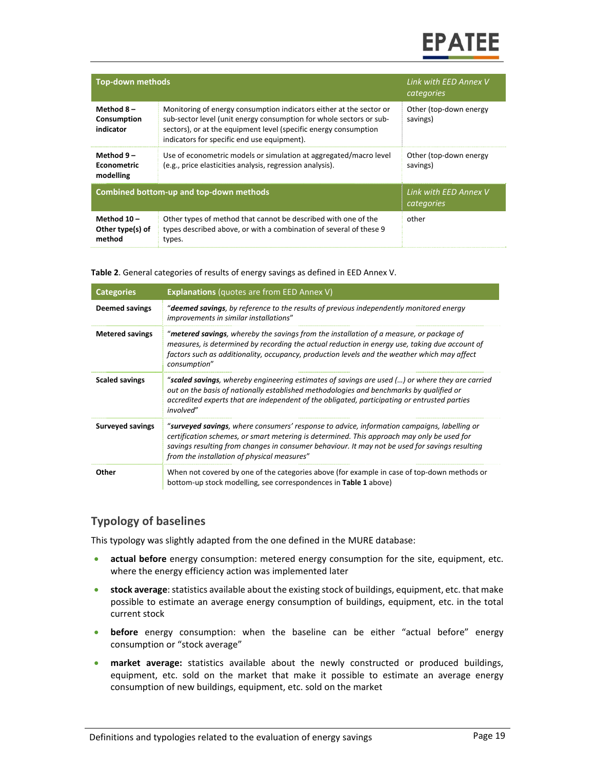| Top-down methods | | *Link with EED Annex V categories* |
|---|---|---|
| **Method 8 – Consumption indicator** | Monitoring of energy consumption indicators either at the sector or sub-sector level (unit energy consumption for whole sectors or sub-sectors), or at the equipment level (specific energy consumption indicators for specific end use equipment). | Other (top-down energy savings) |
| **Method 9 – Econometric modelling** | Use of econometric models or simulation at aggregated/macro level (e.g., price elasticities analysis, regression analysis). | Other (top-down energy savings) |
| **Combined bottom-up and top-down methods** | | *Link with EED Annex V categories* |
| **Method 10 – Other type(s) of method** | Other types of method that cannot be described with one of the types described above, or with a combination of several of these 9 types. | other |

**Table 2**. General categories of results of energy savings as defined in EED Annex V.

| Categories | **Explanations** (quotes are from EED Annex V) |
|---|---|
| **Deemed savings** | "***deemed savings**, by reference to the results of previous independently monitored energy improvements in similar installations*" |
| **Metered savings** | "***metered savings**, whereby the savings from the installation of a measure, or package of measures, is determined by recording the actual reduction in energy use, taking due account of factors such as additionality, occupancy, production levels and the weather which may affect consumption*" |
| **Scaled savings** | "***scaled savings**, whereby engineering estimates of savings are used (…) or where they are carried out on the basis of nationally established methodologies and benchmarks by qualified or accredited experts that are independent of the obligated, participating or entrusted parties involved*" |
| **Surveyed savings** | "***surveyed savings**, where consumers' response to advice, information campaigns, labelling or certification schemes, or smart metering is determined. This approach may only be used for savings resulting from changes in consumer behaviour. It may not be used for savings resulting from the installation of physical measures*" |
| **Other** | When not covered by one of the categories above (for example in case of top-down methods or bottom-up stock modelling, see correspondences in **Table 1** above) |

## Typology of baselines

This typology was slightly adapted from the one defined in the MURE database:

- **actual before** energy consumption: metered energy consumption for the site, equipment, etc. where the energy efficiency action was implemented later
- **stock average**: statistics available about the existing stock of buildings, equipment, etc. that make possible to estimate an average energy consumption of buildings, equipment, etc. in the total current stock
- **before** energy consumption: when the baseline can be either "actual before" energy consumption or "stock average"
- **market average:** statistics available about the newly constructed or produced buildings, equipment, etc. sold on the market that make it possible to estimate an average energy consumption of new buildings, equipment, etc. sold on the market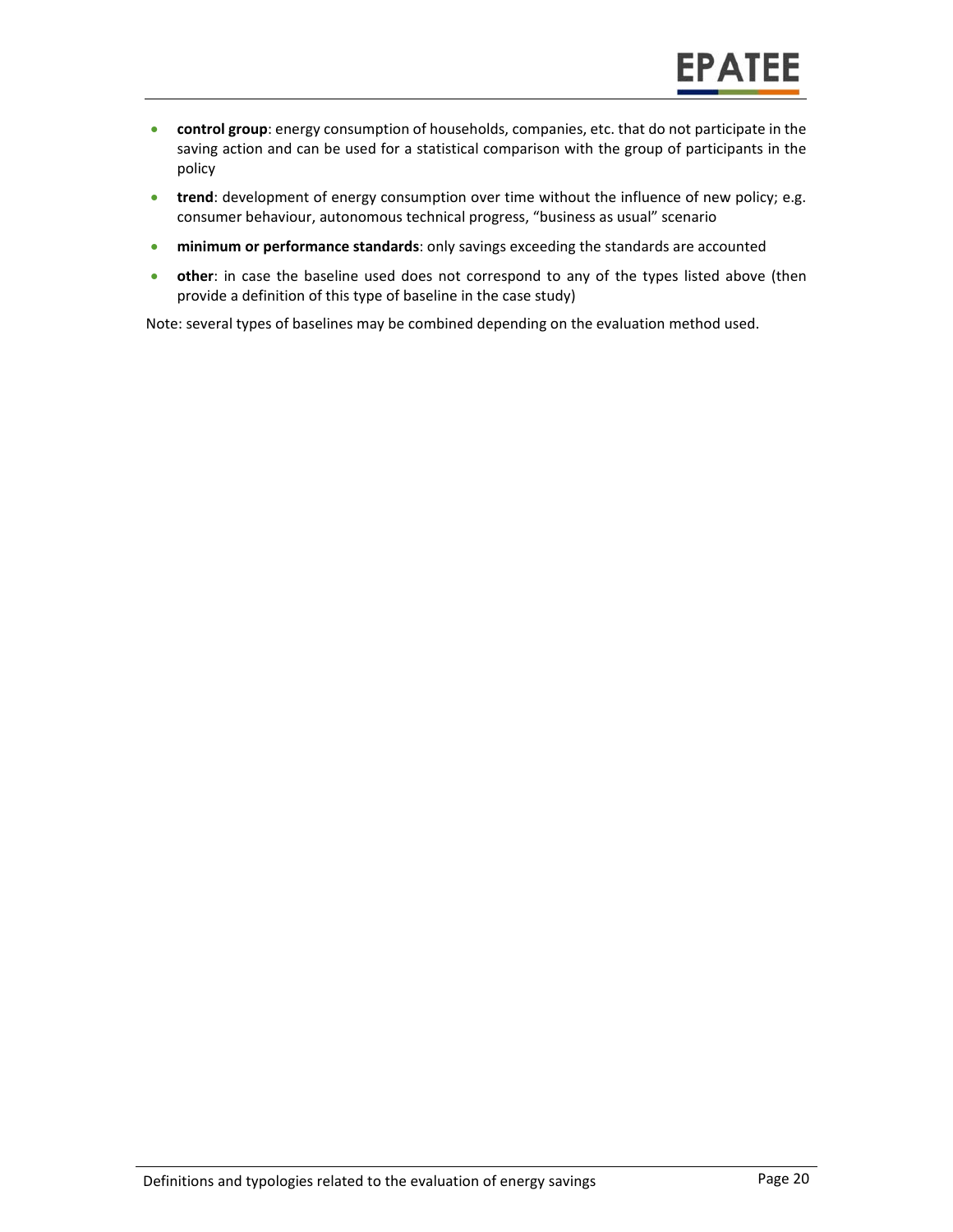- **control group**: energy consumption of households, companies, etc. that do not participate in the saving action and can be used for a statistical comparison with the group of participants in the policy
- **trend**: development of energy consumption over time without the influence of new policy; e.g. consumer behaviour, autonomous technical progress, "business as usual" scenario
- **minimum or performance standards**: only savings exceeding the standards are accounted
- **other**: in case the baseline used does not correspond to any of the types listed above (then provide a definition of this type of baseline in the case study)

Note: several types of baselines may be combined depending on the evaluation method used.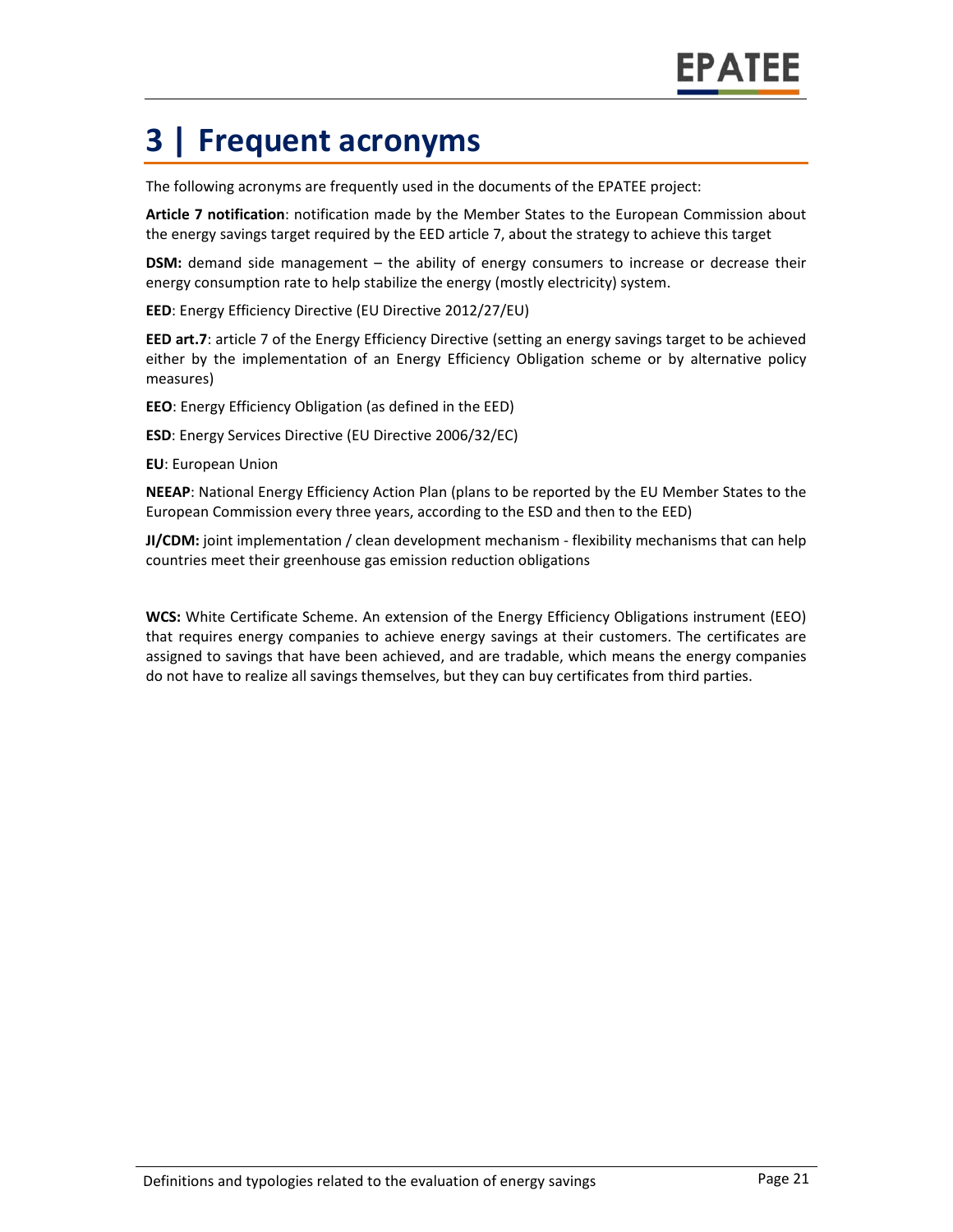# 3 | Frequent acronyms

The following acronyms are frequently used in the documents of the EPATEE project:

**Article 7 notification**: notification made by the Member States to the European Commission about the energy savings target required by the EED article 7, about the strategy to achieve this target

**DSM:** demand side management – the ability of energy consumers to increase or decrease their energy consumption rate to help stabilize the energy (mostly electricity) system.

**EED**: Energy Efficiency Directive (EU Directive 2012/27/EU)

**EED art.7**: article 7 of the Energy Efficiency Directive (setting an energy savings target to be achieved either by the implementation of an Energy Efficiency Obligation scheme or by alternative policy measures)

**EEO**: Energy Efficiency Obligation (as defined in the EED)

**ESD**: Energy Services Directive (EU Directive 2006/32/EC)

**EU**: European Union

**NEEAP**: National Energy Efficiency Action Plan (plans to be reported by the EU Member States to the European Commission every three years, according to the ESD and then to the EED)

**JI/CDM:** joint implementation / clean development mechanism - flexibility mechanisms that can help countries meet their greenhouse gas emission reduction obligations

**WCS:** White Certificate Scheme. An extension of the Energy Efficiency Obligations instrument (EEO) that requires energy companies to achieve energy savings at their customers. The certificates are assigned to savings that have been achieved, and are tradable, which means the energy companies do not have to realize all savings themselves, but they can buy certificates from third parties.